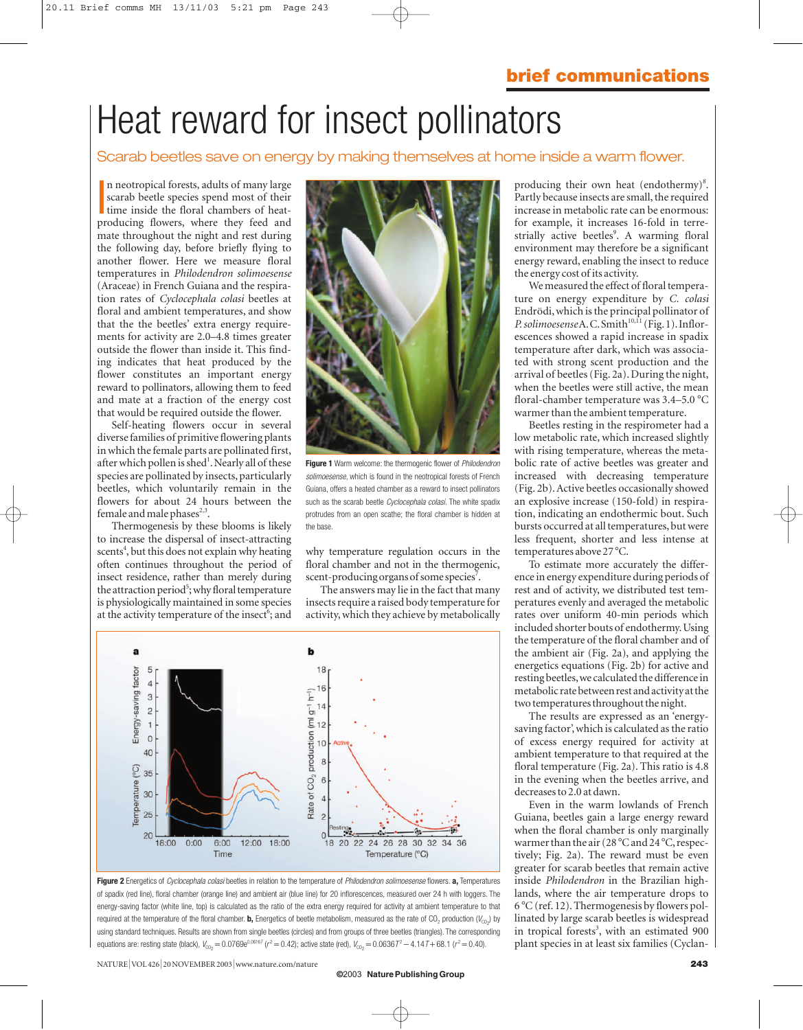# Heat reward for insect pollinators

Scarab beetles save on energy by making themselves at home inside a warm flower.

In neotropical forests, adults of many large scarab beetle species spend most of their time inside the floral chambers of heat-producing flowers, where they feed and mate throughout the night and rest during the following day, before briefly flying to another flower. Here we measure floral temperatures in *Philodendron solimoesense* (Araceae) in French Guiana and the respiration rates of *Cyclocephala colasi* beetles at floral and ambient temperatures, and show that the the beetles' extra energy requirements for activity are 2.0–4.8 times greater outside the flower than inside it. This finding indicates that heat produced by the flower constitutes an important energy reward to pollinators, allowing them to feed and mate at a fraction of the energy cost that would be required outside the flower.

Self-heating flowers occur in several diverse families of primitive flowering plants in which the female parts are pollinated first, after which pollen is shed[1]. Nearly all of these species are pollinated by insects, particularly beetles, which voluntarily remain in the flowers for about 24 hours between the female and male phases[2,3].

Thermogenesis by these blooms is likely to increase the dispersal of insect-attracting scents[4], but this does not explain why heating often continues throughout the period of insect residence, rather than merely during the attraction period[5]; why floral temperature is physiologically maintained in some species at the activity temperature of the insect[6]; and why temperature regulation occurs in the floral chamber and not in the thermogenic, scent-producing organs of some species[7].

The answers may lie in the fact that many insects require a raised body temperature for activity, which they achieve by metabolically producing their own heat (endothermy)[8]. Partly because insects are small, the required increase in metabolic rate can be enormous: for example, it increases 16-fold in terrestrially active beetles[9]. A warming floral environment may therefore be a significant energy reward, enabling the insect to reduce the energy cost of its activity.

We measured the effect of floral temperature on energy expenditure by *C. colasi* Endrödi, which is the principal pollinator of *P. solimoesense* A. C. Smith[10,11] (Fig. 1). Inflorescences showed a rapid increase in spadix temperature after dark, which was associated with strong scent production and the arrival of beetles (Fig. 2a). During the night, when the beetles were still active, the mean floral-chamber temperature was 3.4–5.0 °C warmer than the ambient temperature.

Beetles resting in the respirometer had a low metabolic rate, which increased slightly with rising temperature, whereas the metabolic rate of active beetles was greater and increased with decreasing temperature (Fig. 2b). Active beetles occasionally showed an explosive increase (150-fold) in respiration, indicating an endothermic bout. Such bursts occurred at all temperatures, but were less frequent, shorter and less intense at temperatures above 27 °C.

To estimate more accurately the difference in energy expenditure during periods of rest and of activity, we distributed test temperatures evenly and averaged the metabolic rates over uniform 40-min periods which included shorter bouts of endothermy. Using the temperature of the floral chamber and of the ambient air (Fig. 2a), and applying the energetics equations (Fig. 2b) for active and resting beetles, we calculated the difference in metabolic rate between rest and activity at the two temperatures throughout the night.

The results are expressed as an 'energy-saving factor', which is calculated as the ratio of excess energy required for activity at ambient temperature to that required at the floral temperature (Fig. 2a). This ratio is 4.8 in the evening when the beetles arrive, and decreases to 2.0 at dawn.

Even in the warm lowlands of French Guiana, beetles gain a large energy reward when the floral chamber is only marginally warmer than the air (28 °C and 24 °C, respectively; Fig. 2a). The reward must be even greater for scarab beetles that remain active inside *Philodendron* in the Brazilian highlands, where the air temperature drops to 6 °C (ref. 12). Thermogenesis by flowers pollinated by large scarab beetles is widespread in tropical forests[3], with an estimated 900 plant species in at least six families (Cyclan-

**Figure 1** Warm welcome: the thermogenic flower of *Philodendron solimoesense*, which is found in the neotropical forests of French Guiana, offers a heated chamber as a reward to insect pollinators such as the scarab beetle *Cyclocephala colasi*. The white spadix protrudes from an open scathe; the floral chamber is hidden at the base.

**Figure 2** Energetics of *Cyclocephala colasi* beetles in relation to the temperature of *Philodendron solimoesense* flowers. **a,** Temperatures of spadix (red line), floral chamber (orange line) and ambient air (blue line) for 20 inflorescences, measured over 24 h with loggers. The energy-saving factor (white line, top) is calculated as the ratio of the extra energy required for activity at ambient temperature to that required at the temperature of the floral chamber. **b,** Energetics of beetle metabolism, measured as the rate of $CO_2$ production ($V_{CO_2}$) by using standard techniques. Results are shown from single beetles (circles) and from groups of three beetles (triangles). The corresponding equations are: resting state (black), $V_{CO_2} = 0.0769e^{0.0616T}$ ($r^2 = 0.42$); active state (red), $V_{CO_2} = 0.0636T^2 - 4.14T + 68.1$ ($r^2 = 0.40$).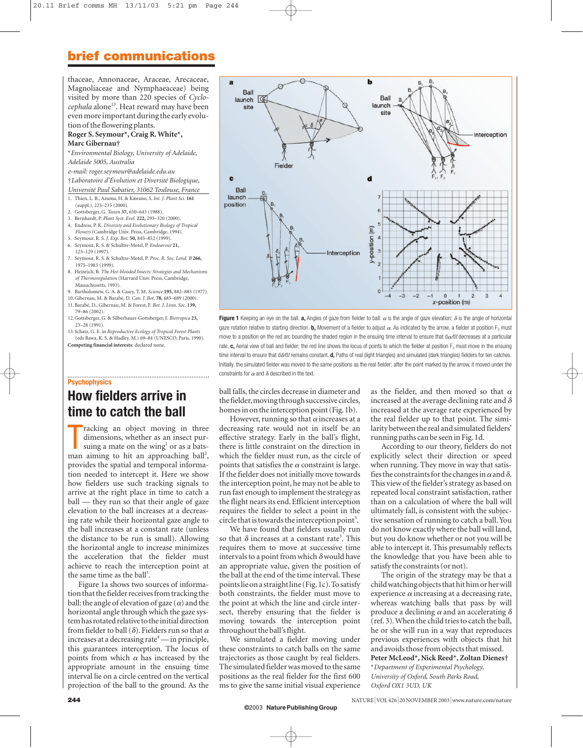thaceae, Annonaceae, Araceae, Arecaceae, Magnoliaceae and Nymphaeaceae) being visited by more than 220 species of *Cyclocephala* alone[13]. Heat reward may have been even more important during the early evolution of the flowering plants.

**Roger S. Seymour\*, Craig R. White\*, Marc Gibernau†**

\**Environmental Biology, University of Adelaide, Adelaide 5005, Australia*
*e-mail: roger.seymour@adelaide.edu.au*
†*Laboratoire d'Évolution et Diversité Biologique, Université Paul Sabatier, 31062 Toulouse, France*

1. Thien, L. B., Azuma, H. & Kawano, S. *Int. J. Plant Sci.* **161** (suppl.), 225–235 (2000).
2. Gottsberger, G. *Taxon* **37,** 630–643 (1988).
3. Bernhardt, P. *Plant Syst. Evol.* **222,** 293–320 (2000).
4. Endress, P. K. *Diversity and Evolutionary Biology of Tropical Flowers* (Cambridge Univ. Press, Cambridge, 1994).
5. Seymour, R. S. *J. Exp. Bot.* **50,** 845–852 (1999).
6. Seymour, R. S. & Schultze-Motel, P. *Endeavour* **21,** 125–129 (1997).
7. Seymour, R. S. & Schultze-Motel, P. *Proc. R. Soc. Lond. B* **266,** 1975–1983 (1999).
8. Heinrich, B. *The Hot-blooded Insects: Strategies and Mechanisms of Thermoregulation* (Harvard Univ. Press, Cambridge, Massachusetts, 1993).
9. Bartholomew, G. A. & Casey, T. M. *Science* **195,** 882–883 (1977).
10. Gibernau, M. & Barabé, D. *Can. J. Bot.* **78,** 685–689 (2000).
11. Barabé, D., Gibernau, M. & Forest, F. *Bot. J. Linn. Soc.* **139,** 79–86 (2002).
12. Gottsberger, G. & Silberbauer-Gottsberger, I. *Biotropica* **23,** 23–28 (1991).
13. Schatz, G. E. in *Reproductive Ecology of Tropical Forest Plants* (eds Bawa, K. S. & Hadley, M.) 69–84 (UNESCO, Paris, 1990).

**Competing financial interests**: declared none.

**Psychophysics**

# How fielders arrive in time to catch the ball

Tracking an object moving in three dimensions, whether as an insect pursuing a mate on the wing[1] or as a batsman aiming to hit an approaching ball[2], provides the spatial and temporal information needed to intercept it. Here we show how fielders use such tracking signals to arrive at the right place in time to catch a ball — they run so that their angle of gaze elevation to the ball increases at a decreasing rate while their horizontal gaze angle to the ball increases at a constant rate (unless the distance to be run is small). Allowing the horizontal angle to increase minimizes the acceleration that the fielder must achieve to reach the interception point at the same time as the ball[3].

Figure 1a shows two sources of information that the fielder receives from tracking the ball: the angle of elevation of gaze ($\alpha$) and the horizontal angle through which the gaze system has rotated relative to the initial direction from fielder to ball ($\delta$). Fielders run so that $\alpha$ increases at a decreasing rate[4] — in principle, this guarantees interception. The locus of points from which $\alpha$ has increased by the appropriate amount in the ensuing time interval lie on a circle centred on the vertical projection of the ball to the ground. As the ball falls, the circles decrease in diameter and the fielder, moving through successive circles, homes in on the interception point (Fig. 1b).

However, running so that $\alpha$ increases at a decreasing rate would not in itself be an effective strategy. Early in the ball's flight, there is little constraint on the direction in which the fielder must run, as the circle of points that satisfies the $\alpha$ constraint is large. If the fielder does not initially move towards the interception point, he may not be able to run fast enough to implement the strategy as the flight nears its end. Efficient interception requires the fielder to select a point in the circle that is towards the interception point[5].

We have found that fielders usually run so that $\delta$ increases at a constant rate[3]. This requires them to move at successive time intervals to a point from which $\delta$ would have an appropriate value, given the position of the ball at the end of the time interval. These points lie on a straight line (Fig. 1c). To satisfy both constraints, the fielder must move to the point at which the line and circle intersect, thereby ensuring that the fielder is moving towards the interception point throughout the ball's flight.

We simulated a fielder moving under these constraints to catch balls on the same trajectories as those caught by real fielders. The simulated fielder was moved to the same positions as the real fielder for the first 600 ms to give the same initial visual experience as the fielder, and then moved so that $\alpha$ increased at the average declining rate and $\delta$ increased at the average rate experienced by the real fielder up to that point. The similarity between the real and simulated fielders' running paths can be seen in Fig. 1d.

According to our theory, fielders do not explicitly select their direction or speed when running. They move in a way that satisfies the constraints for the changes in $\alpha$ and $\delta$. This view of the fielder's strategy as based on repeated local constraint satisfaction, rather than on a calculation of where the ball will ultimately fall, is consistent with the subjective sensation of running to catch a ball. You do not know exactly where the ball will land, but you do know whether or not you will be able to intercept it. This presumably reflects the knowledge that you have been able to satisfy the constraints (or not).

The origin of the strategy may be that a child watching objects that hit him or her will experience $\alpha$ increasing at a decreasing rate, whereas watching balls that pass by will produce a declining $\alpha$ and an accelerating $\delta$ (ref. 3). When the child tries to catch the ball, he or she will run in a way that reproduces previous experiences with objects that hit and avoids those from objects that missed.

**Peter McLeod\*, Nick Reed\*, Zoltan Dienes†**

\**Department of Experimental Psychology, University of Oxford, South Parks Road, Oxford OX1 3UD, UK*

a
Ball launch site
Fielder

b
Ball launch site
Interception

c
Ball launch position
Interception

d
y-position (m)
x-position (m)

**Figure 1** Keeping an eye on the ball. **a,** Angles of gaze from fielder to ball: $\alpha$ is the angle of gaze elevation; $\delta$ is the angle of horizontal gaze rotation relative to starting direction. **b,** Movement of a fielder to adjust $\alpha$. As indicated by the arrow, a fielder at position $F_1$ must move to a position on the red arc bounding the shaded region in the ensuing time interval to ensure that $d\alpha/dt$ decreases at a particular rate. **c,** Aerial view of ball and fielder; the red line shows the locus of points to which the fielder at position $F_1$ must move in the ensuing time interval to ensure that $d\delta/dt$ remains constant. **d,** Paths of real (light triangles) and simulated (dark triangles) fielders for ten catches. Initially, the simulated fielder was moved to the same positions as the real fielder; after the point marked by the arrow, it moved under the constraints for $\alpha$ and $\delta$ described in the text.